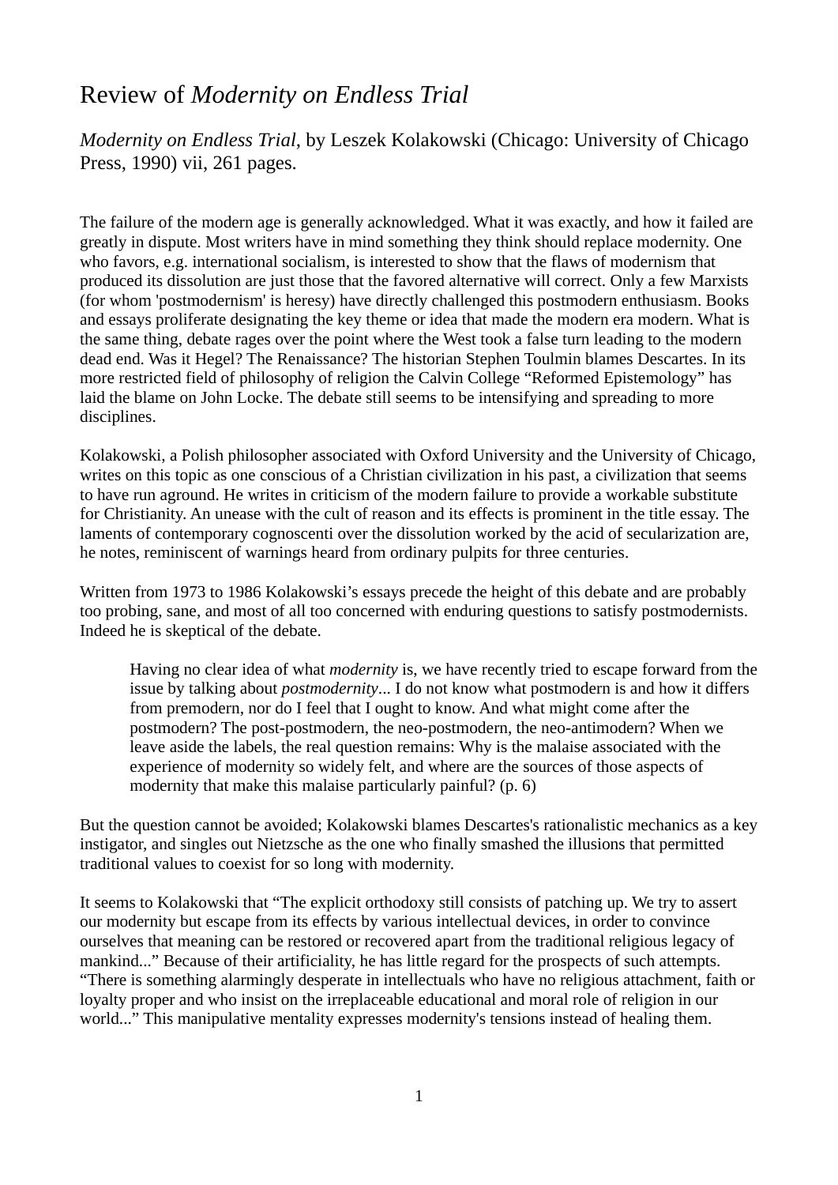# Review of *Modernity on Endless Trial*

*Modernity on Endless Trial*, by Leszek Kolakowski (Chicago: University of Chicago Press, 1990) vii, 261 pages.

The failure of the modern age is generally acknowledged. What it was exactly, and how it failed are greatly in dispute. Most writers have in mind something they think should replace modernity. One who favors, e.g. international socialism, is interested to show that the flaws of modernism that produced its dissolution are just those that the favored alternative will correct. Only a few Marxists (for whom 'postmodernism' is heresy) have directly challenged this postmodern enthusiasm. Books and essays proliferate designating the key theme or idea that made the modern era modern. What is the same thing, debate rages over the point where the West took a false turn leading to the modern dead end. Was it Hegel? The Renaissance? The historian Stephen Toulmin blames Descartes. In its more restricted field of philosophy of religion the Calvin College "Reformed Epistemology" has laid the blame on John Locke. The debate still seems to be intensifying and spreading to more disciplines.

Kolakowski, a Polish philosopher associated with Oxford University and the University of Chicago, writes on this topic as one conscious of a Christian civilization in his past, a civilization that seems to have run aground. He writes in criticism of the modern failure to provide a workable substitute for Christianity. An unease with the cult of reason and its effects is prominent in the title essay. The laments of contemporary cognoscenti over the dissolution worked by the acid of secularization are, he notes, reminiscent of warnings heard from ordinary pulpits for three centuries.

Written from 1973 to 1986 Kolakowski's essays precede the height of this debate and are probably too probing, sane, and most of all too concerned with enduring questions to satisfy postmodernists. Indeed he is skeptical of the debate.

> Having no clear idea of what *modernity* is, we have recently tried to escape forward from the issue by talking about *postmodernity*... I do not know what postmodern is and how it differs from premodern, nor do I feel that I ought to know. And what might come after the postmodern? The post-postmodern, the neo-postmodern, the neo-antimodern? When we leave aside the labels, the real question remains: Why is the malaise associated with the experience of modernity so widely felt, and where are the sources of those aspects of modernity that make this malaise particularly painful? (p. 6)

But the question cannot be avoided; Kolakowski blames Descartes's rationalistic mechanics as a key instigator, and singles out Nietzsche as the one who finally smashed the illusions that permitted traditional values to coexist for so long with modernity.

It seems to Kolakowski that "The explicit orthodoxy still consists of patching up. We try to assert our modernity but escape from its effects by various intellectual devices, in order to convince ourselves that meaning can be restored or recovered apart from the traditional religious legacy of mankind..." Because of their artificiality, he has little regard for the prospects of such attempts. "There is something alarmingly desperate in intellectuals who have no religious attachment, faith or loyalty proper and who insist on the irreplaceable educational and moral role of religion in our world..." This manipulative mentality expresses modernity's tensions instead of healing them.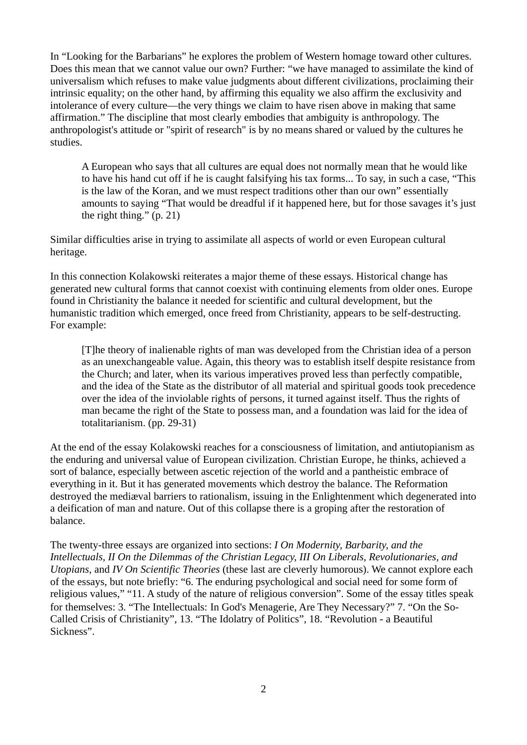In “Looking for the Barbarians” he explores the problem of Western homage toward other cultures. Does this mean that we cannot value our own? Further: “we have managed to assimilate the kind of universalism which refuses to make value judgments about different civilizations, proclaiming their intrinsic equality; on the other hand, by affirming this equality we also affirm the exclusivity and intolerance of every culture—the very things we claim to have risen above in making that same affirmation.” The discipline that most clearly embodies that ambiguity is anthropology. The anthropologist's attitude or "spirit of research" is by no means shared or valued by the cultures he studies.

> A European who says that all cultures are equal does not normally mean that he would like to have his hand cut off if he is caught falsifying his tax forms... To say, in such a case, “This is the law of the Koran, and we must respect traditions other than our own” essentially amounts to saying “That would be dreadful if it happened here, but for those savages it’s just the right thing.” (p. 21)

Similar difficulties arise in trying to assimilate all aspects of world or even European cultural heritage.

In this connection Kolakowski reiterates a major theme of these essays. Historical change has generated new cultural forms that cannot coexist with continuing elements from older ones. Europe found in Christianity the balance it needed for scientific and cultural development, but the humanistic tradition which emerged, once freed from Christianity, appears to be self-destructing. For example:

> [T]he theory of inalienable rights of man was developed from the Christian idea of a person as an unexchangeable value. Again, this theory was to establish itself despite resistance from the Church; and later, when its various imperatives proved less than perfectly compatible, and the idea of the State as the distributor of all material and spiritual goods took precedence over the idea of the inviolable rights of persons, it turned against itself. Thus the rights of man became the right of the State to possess man, and a foundation was laid for the idea of totalitarianism. (pp. 29-31)

At the end of the essay Kolakowski reaches for a consciousness of limitation, and antiutopianism as the enduring and universal value of European civilization. Christian Europe, he thinks, achieved a sort of balance, especially between ascetic rejection of the world and a pantheistic embrace of everything in it. But it has generated movements which destroy the balance. The Reformation destroyed the mediæval barriers to rationalism, issuing in the Enlightenment which degenerated into a deification of man and nature. Out of this collapse there is a groping after the restoration of balance.

The twenty-three essays are organized into sections: *I On Modernity, Barbarity, and the Intellectuals, II On the Dilemmas of the Christian Legacy, III On Liberals, Revolutionaries, and Utopians,* and *IV On Scientific Theories* (these last are cleverly humorous). We cannot explore each of the essays, but note briefly: “6. The enduring psychological and social need for some form of religious values,” “11. A study of the nature of religious conversion”. Some of the essay titles speak for themselves: 3. “The Intellectuals: In God's Menagerie, Are They Necessary?” 7. “On the So-Called Crisis of Christianity”, 13. “The Idolatry of Politics”, 18. “Revolution - a Beautiful Sickness”.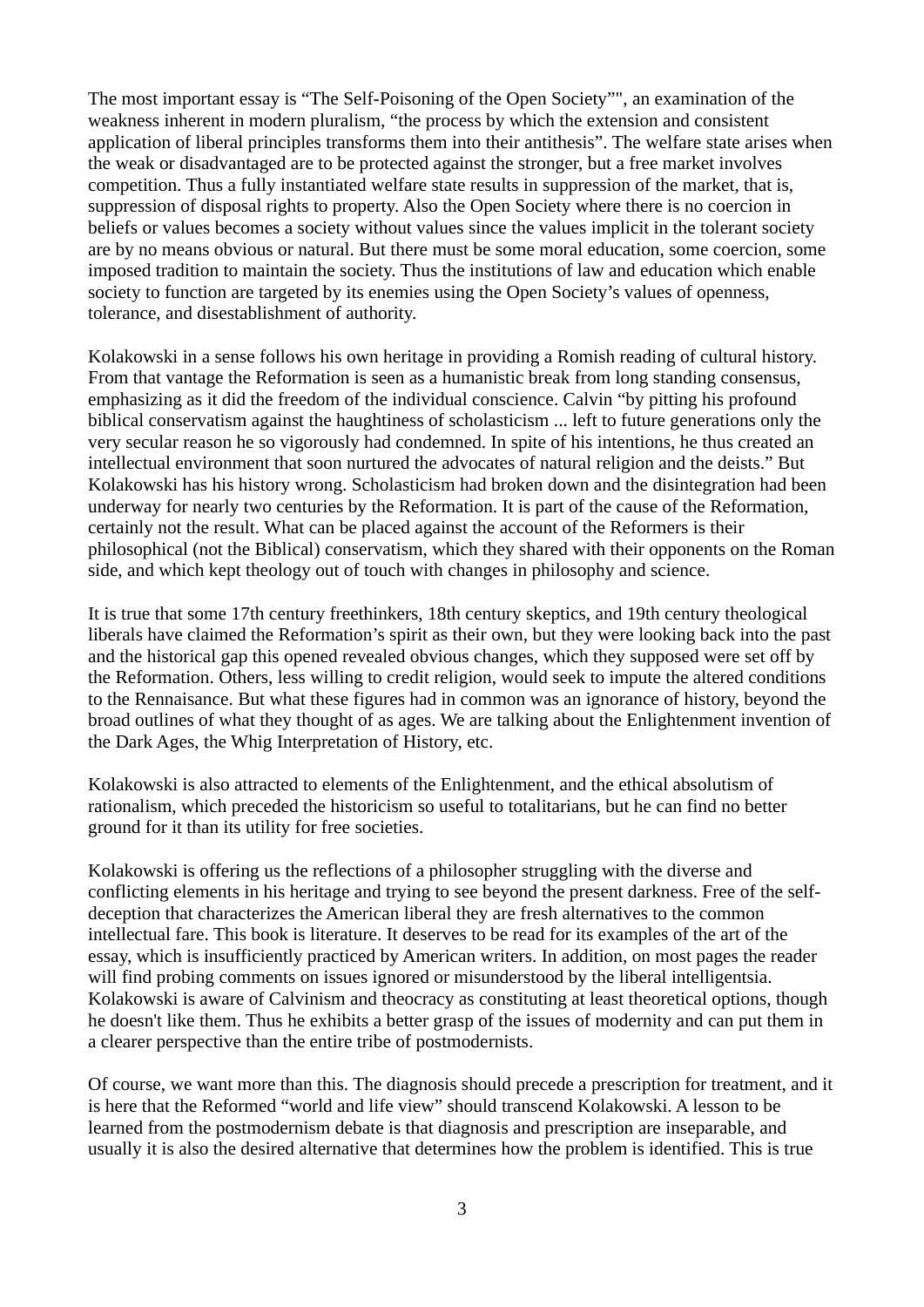The most important essay is “The Self-Poisoning of the Open Society”", an examination of the weakness inherent in modern pluralism, “the process by which the extension and consistent application of liberal principles transforms them into their antithesis”. The welfare state arises when the weak or disadvantaged are to be protected against the stronger, but a free market involves competition. Thus a fully instantiated welfare state results in suppression of the market, that is, suppression of disposal rights to property. Also the Open Society where there is no coercion in beliefs or values becomes a society without values since the values implicit in the tolerant society are by no means obvious or natural. But there must be some moral education, some coercion, some imposed tradition to maintain the society. Thus the institutions of law and education which enable society to function are targeted by its enemies using the Open Society’s values of openness, tolerance, and disestablishment of authority.

Kolakowski in a sense follows his own heritage in providing a Romish reading of cultural history. From that vantage the Reformation is seen as a humanistic break from long standing consensus, emphasizing as it did the freedom of the individual conscience. Calvin “by pitting his profound biblical conservatism against the haughtiness of scholasticism ... left to future generations only the very secular reason he so vigorously had condemned. In spite of his intentions, he thus created an intellectual environment that soon nurtured the advocates of natural religion and the deists.” But Kolakowski has his history wrong. Scholasticism had broken down and the disintegration had been underway for nearly two centuries by the Reformation. It is part of the cause of the Reformation, certainly not the result. What can be placed against the account of the Reformers is their philosophical (not the Biblical) conservatism, which they shared with their opponents on the Roman side, and which kept theology out of touch with changes in philosophy and science.

It is true that some 17th century freethinkers, 18th century skeptics, and 19th century theological liberals have claimed the Reformation’s spirit as their own, but they were looking back into the past and the historical gap this opened revealed obvious changes, which they supposed were set off by the Reformation. Others, less willing to credit religion, would seek to impute the altered conditions to the Rennaisance. But what these figures had in common was an ignorance of history, beyond the broad outlines of what they thought of as ages. We are talking about the Enlightenment invention of the Dark Ages, the Whig Interpretation of History, etc.

Kolakowski is also attracted to elements of the Enlightenment, and the ethical absolutism of rationalism, which preceded the historicism so useful to totalitarians, but he can find no better ground for it than its utility for free societies.

Kolakowski is offering us the reflections of a philosopher struggling with the diverse and conflicting elements in his heritage and trying to see beyond the present darkness. Free of the self-deception that characterizes the American liberal they are fresh alternatives to the common intellectual fare. This book is literature. It deserves to be read for its examples of the art of the essay, which is insufficiently practiced by American writers. In addition, on most pages the reader will find probing comments on issues ignored or misunderstood by the liberal intelligentsia. Kolakowski is aware of Calvinism and theocracy as constituting at least theoretical options, though he doesn't like them. Thus he exhibits a better grasp of the issues of modernity and can put them in a clearer perspective than the entire tribe of postmodernists.

Of course, we want more than this. The diagnosis should precede a prescription for treatment, and it is here that the Reformed “world and life view” should transcend Kolakowski. A lesson to be learned from the postmodernism debate is that diagnosis and prescription are inseparable, and usually it is also the desired alternative that determines how the problem is identified. This is true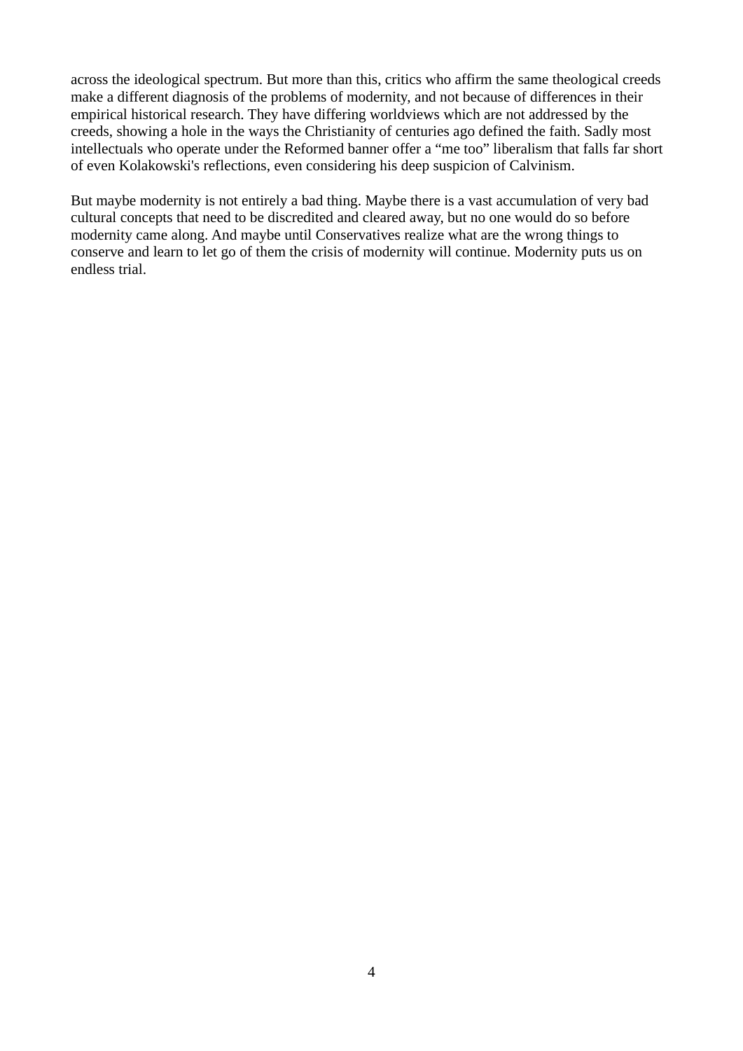across the ideological spectrum. But more than this, critics who affirm the same theological creeds make a different diagnosis of the problems of modernity, and not because of differences in their empirical historical research. They have differing worldviews which are not addressed by the creeds, showing a hole in the ways the Christianity of centuries ago defined the faith. Sadly most intellectuals who operate under the Reformed banner offer a “me too” liberalism that falls far short of even Kolakowski's reflections, even considering his deep suspicion of Calvinism.

But maybe modernity is not entirely a bad thing. Maybe there is a vast accumulation of very bad cultural concepts that need to be discredited and cleared away, but no one would do so before modernity came along. And maybe until Conservatives realize what are the wrong things to conserve and learn to let go of them the crisis of modernity will continue. Modernity puts us on endless trial.